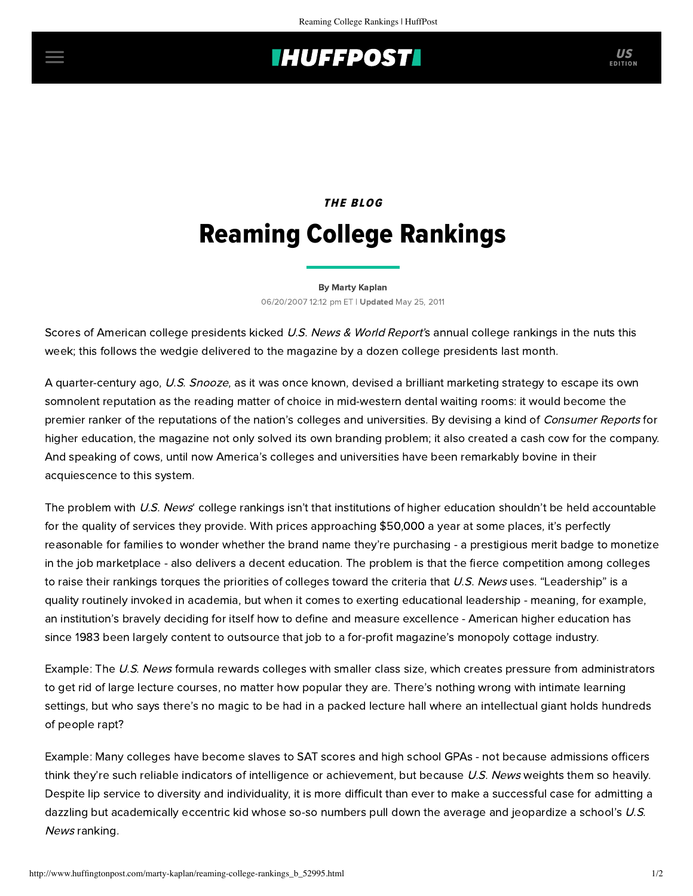*THE BLOG*

# Reaming College Rankings

By Marty Kaplan

06/20/2007 12:12 pm ET | **Updated** May 25, 2011

Scores of American college presidents kicked *U.S. News & World Report*'s annual college rankings in the nuts this week; this follows the wedgie delivered to the magazine by a dozen college presidents last month.

A quarter-century ago, *U.S. Snooze*, as it was once known, devised a brilliant marketing strategy to escape its own somnolent reputation as the reading matter of choice in mid-western dental waiting rooms: it would become the premier ranker of the reputations of the nation's colleges and universities. By devising a kind of *Consumer Reports* for higher education, the magazine not only solved its own branding problem; it also created a cash cow for the company. And speaking of cows, until now America's colleges and universities have been remarkably bovine in their acquiescence to this system.

The problem with *U.S. News*' college rankings isn't that institutions of higher education shouldn't be held accountable for the quality of services they provide. With prices approaching $50,000 a year at some places, it's perfectly reasonable for families to wonder whether the brand name they're purchasing - a prestigious merit badge to monetize in the job marketplace - also delivers a decent education. The problem is that the fierce competition among colleges to raise their rankings torques the priorities of colleges toward the criteria that *U.S. News* uses. "Leadership" is a quality routinely invoked in academia, but when it comes to exerting educational leadership - meaning, for example, an institution's bravely deciding for itself how to define and measure excellence - American higher education has since 1983 been largely content to outsource that job to a for-profit magazine's monopoly cottage industry.

Example: The *U.S. News* formula rewards colleges with smaller class size, which creates pressure from administrators to get rid of large lecture courses, no matter how popular they are. There's nothing wrong with intimate learning settings, but who says there's no magic to be had in a packed lecture hall where an intellectual giant holds hundreds of people rapt?

Example: Many colleges have become slaves to SAT scores and high school GPAs - not because admissions officers think they're such reliable indicators of intelligence or achievement, but because *U.S. News* weights them so heavily. Despite lip service to diversity and individuality, it is more difficult than ever to make a successful case for admitting a dazzling but academically eccentric kid whose so-so numbers pull down the average and jeopardize a school's *U.S. News* ranking.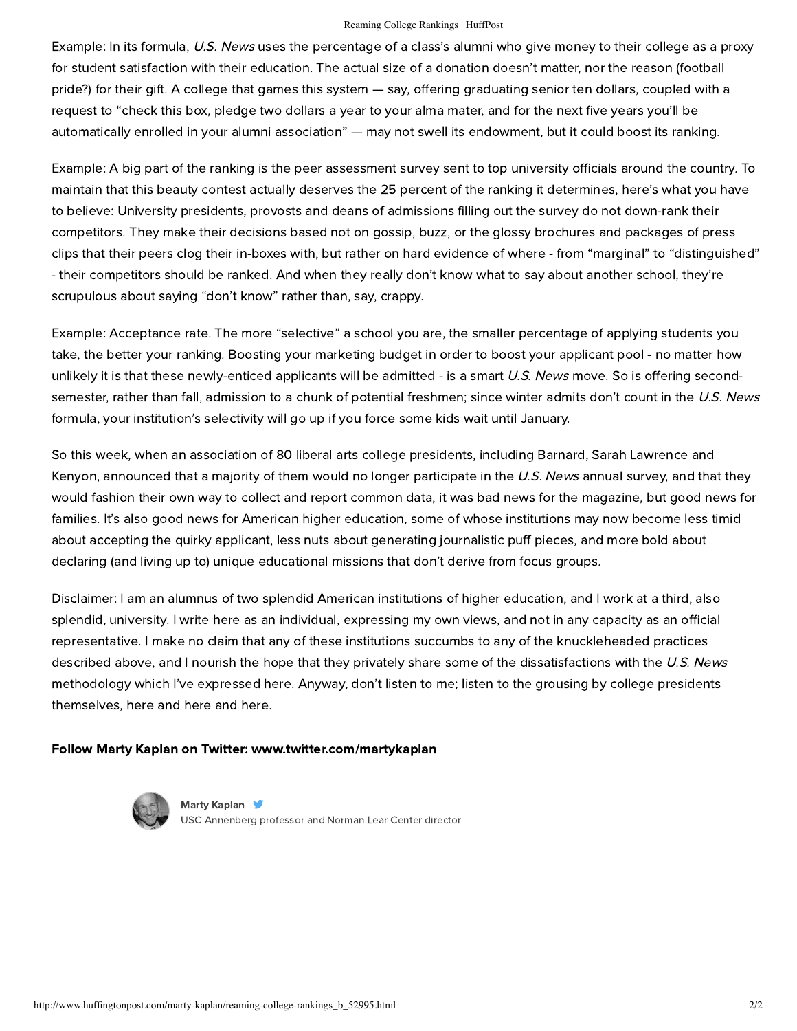Example: In its formula, *U.S. News* uses the percentage of a class's alumni who give money to their college as a proxy for student satisfaction with their education. The actual size of a donation doesn't matter, nor the reason (football pride?) for their gift. A college that games this system — say, offering graduating senior ten dollars, coupled with a request to "check this box, pledge two dollars a year to your alma mater, and for the next five years you'll be automatically enrolled in your alumni association" — may not swell its endowment, but it could boost its ranking.

Example: A big part of the ranking is the peer assessment survey sent to top university officials around the country. To maintain that this beauty contest actually deserves the 25 percent of the ranking it determines, here's what you have to believe: University presidents, provosts and deans of admissions filling out the survey do not down-rank their competitors. They make their decisions based not on gossip, buzz, or the glossy brochures and packages of press clips that their peers clog their in-boxes with, but rather on hard evidence of where - from "marginal" to "distinguished" - their competitors should be ranked. And when they really don't know what to say about another school, they're scrupulous about saying "don't know" rather than, say, crappy.

Example: Acceptance rate. The more "selective" a school you are, the smaller percentage of applying students you take, the better your ranking. Boosting your marketing budget in order to boost your applicant pool - no matter how unlikely it is that these newly-enticed applicants will be admitted - is a smart *U.S. News* move. So is offering second-semester, rather than fall, admission to a chunk of potential freshmen; since winter admits don't count in the *U.S. News* formula, your institution's selectivity will go up if you force some kids wait until January.

So this week, when an association of 80 liberal arts college presidents, including Barnard, Sarah Lawrence and Kenyon, announced that a majority of them would no longer participate in the *U.S. News* annual survey, and that they would fashion their own way to collect and report common data, it was bad news for the magazine, but good news for families. It's also good news for American higher education, some of whose institutions may now become less timid about accepting the quirky applicant, less nuts about generating journalistic puff pieces, and more bold about declaring (and living up to) unique educational missions that don't derive from focus groups.

Disclaimer: I am an alumnus of two splendid American institutions of higher education, and I work at a third, also splendid, university. I write here as an individual, expressing my own views, and not in any capacity as an official representative. I make no claim that any of these institutions succumbs to any of the knuckleheaded practices described above, and I nourish the hope that they privately share some of the dissatisfactions with the *U.S. News* methodology which I've expressed here. Anyway, don't listen to me; listen to the grousing by college presidents themselves, here and here and here.

**Follow Marty Kaplan on Twitter: www.twitter.com/martykaplan**

Marty Kaplan

USC Annenberg professor and Norman Lear Center director